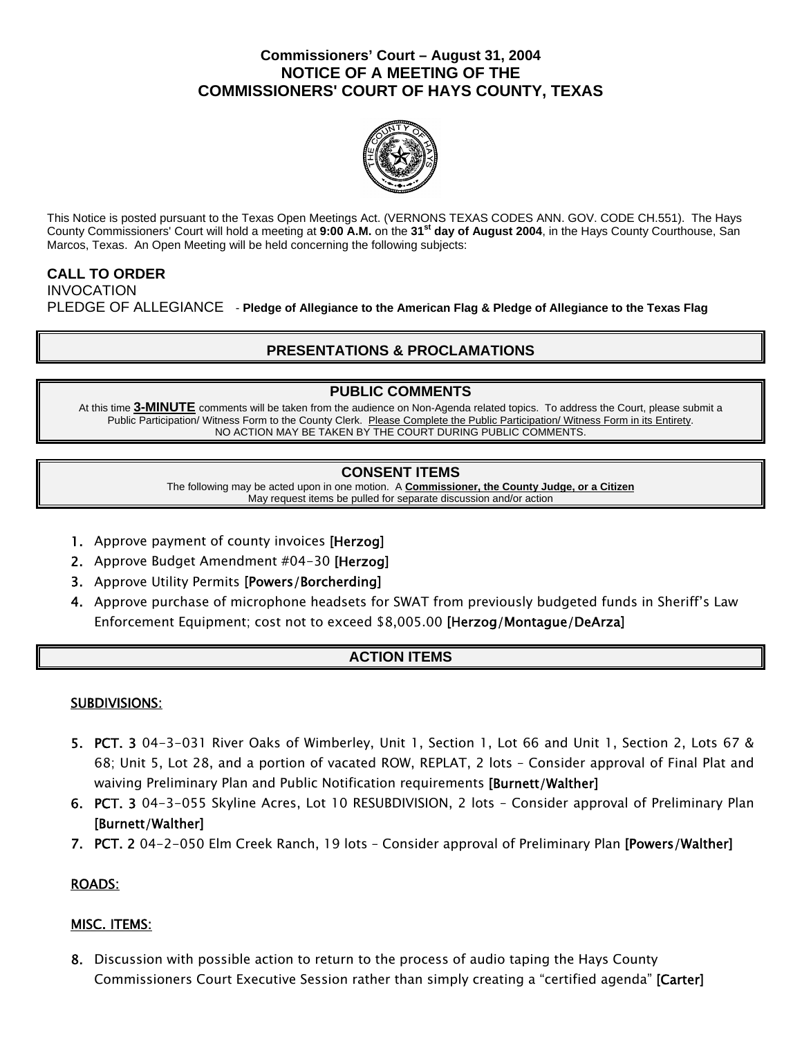**Commissioners' Court – August 31, 2004**

# NOTICE OF A MEETING OF THE COMMISSIONERS' COURT OF HAYS COUNTY, TEXAS

This Notice is posted pursuant to the Texas Open Meetings Act. (VERNONS TEXAS CODES ANN. GOV. CODE CH.551). The Hays County Commissioners' Court will hold a meeting at **9:00 A.M.** on the **31st day of August 2004**, in the Hays County Courthouse, San Marcos, Texas. An Open Meeting will be held concerning the following subjects:

**CALL TO ORDER**

INVOCATION

PLEDGE OF ALLEGIANCE - **Pledge of Allegiance to the American Flag & Pledge of Allegiance to the Texas Flag**

## PRESENTATIONS & PROCLAMATIONS

## PUBLIC COMMENTS

At this time **3-MINUTE** comments will be taken from the audience on Non-Agenda related topics. To address the Court, please submit a Public Participation/ Witness Form to the County Clerk. Please Complete the Public Participation/ Witness Form in its Entirety.
NO ACTION MAY BE TAKEN BY THE COURT DURING PUBLIC COMMENTS.

## CONSENT ITEMS

The following may be acted upon in one motion. A **Commissioner, the County Judge, or a Citizen** May request items be pulled for separate discussion and/or action

1. Approve payment of county invoices **[Herzog]**
2. Approve Budget Amendment #04-30 **[Herzog]**
3. Approve Utility Permits **[Powers/Borcherding]**
4. Approve purchase of microphone headsets for SWAT from previously budgeted funds in Sheriff's Law Enforcement Equipment; cost not to exceed $8,005.00 **[Herzog/Montague/DeArza]**

## ACTION ITEMS

**SUBDIVISIONS:**

5. **PCT. 3** 04-3-031 River Oaks of Wimberley, Unit 1, Section 1, Lot 66 and Unit 1, Section 2, Lots 67 & 68; Unit 5, Lot 28, and a portion of vacated ROW, REPLAT, 2 lots – Consider approval of Final Plat and waiving Preliminary Plan and Public Notification requirements **[Burnett/Walther]**
6. **PCT. 3** 04-3-055 Skyline Acres, Lot 10 RESUBDIVISION, 2 lots – Consider approval of Preliminary Plan **[Burnett/Walther]**
7. **PCT. 2** 04-2-050 Elm Creek Ranch, 19 lots – Consider approval of Preliminary Plan **[Powers/Walther]**

**ROADS:**

**MISC. ITEMS:**

8. Discussion with possible action to return to the process of audio taping the Hays County Commissioners Court Executive Session rather than simply creating a "certified agenda" **[Carter]**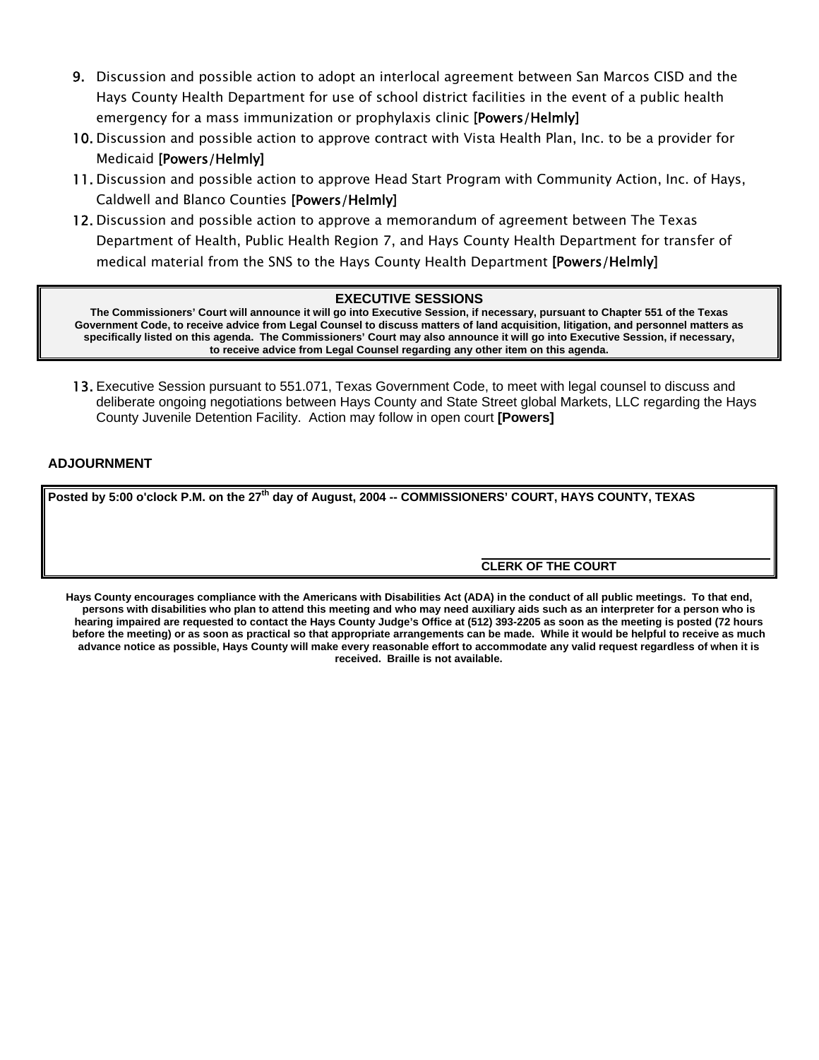9. Discussion and possible action to adopt an interlocal agreement between San Marcos CISD and the Hays County Health Department for use of school district facilities in the event of a public health emergency for a mass immunization or prophylaxis clinic [Powers/Helmly]
10. Discussion and possible action to approve contract with Vista Health Plan, Inc. to be a provider for Medicaid [Powers/Helmly]
11. Discussion and possible action to approve Head Start Program with Community Action, Inc. of Hays, Caldwell and Blanco Counties [Powers/Helmly]
12. Discussion and possible action to approve a memorandum of agreement between The Texas Department of Health, Public Health Region 7, and Hays County Health Department for transfer of medical material from the SNS to the Hays County Health Department [Powers/Helmly]

**EXECUTIVE SESSIONS**

**The Commissioners' Court will announce it will go into Executive Session, if necessary, pursuant to Chapter 551 of the Texas Government Code, to receive advice from Legal Counsel to discuss matters of land acquisition, litigation, and personnel matters as specifically listed on this agenda. The Commissioners' Court may also announce it will go into Executive Session, if necessary, to receive advice from Legal Counsel regarding any other item on this agenda.**

13. Executive Session pursuant to 551.071, Texas Government Code, to meet with legal counsel to discuss and deliberate ongoing negotiations between Hays County and State Street global Markets, LLC regarding the Hays County Juvenile Detention Facility. Action may follow in open court **[Powers]**

**ADJOURNMENT**

**Posted by 5:00 o'clock P.M. on the 27th day of August, 2004 -- COMMISSIONERS' COURT, HAYS COUNTY, TEXAS**

**CLERK OF THE COURT**

**Hays County encourages compliance with the Americans with Disabilities Act (ADA) in the conduct of all public meetings. To that end, persons with disabilities who plan to attend this meeting and who may need auxiliary aids such as an interpreter for a person who is hearing impaired are requested to contact the Hays County Judge's Office at (512) 393-2205 as soon as the meeting is posted (72 hours before the meeting) or as soon as practical so that appropriate arrangements can be made. While it would be helpful to receive as much advance notice as possible, Hays County will make every reasonable effort to accommodate any valid request regardless of when it is received. Braille is not available.**